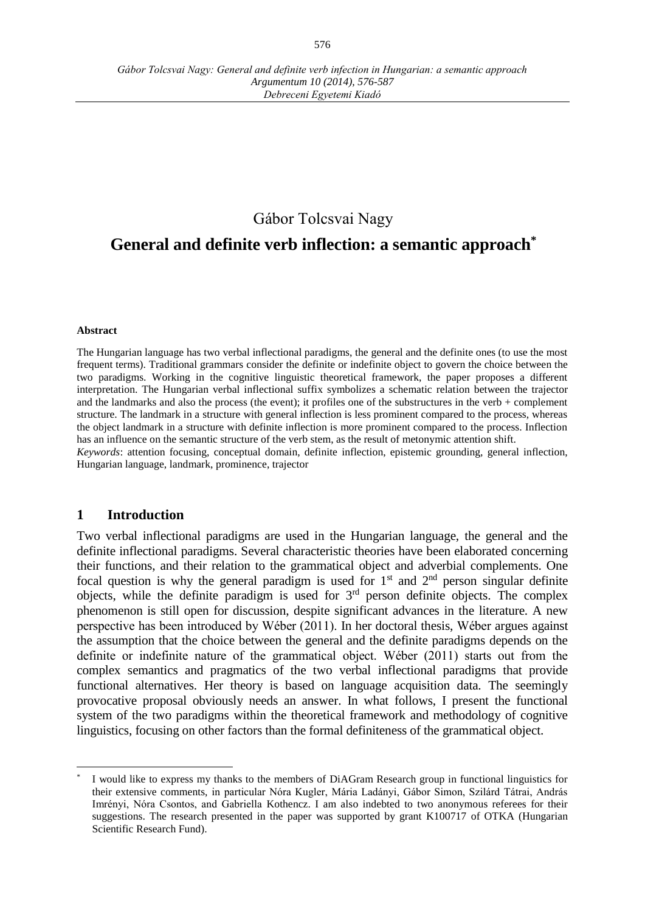Gábor Tolcsvai Nagy

# General and definite verb inflection: a semantic approach[*]

#### Abstract

The Hungarian language has two verbal inflectional paradigms, the general and the definite ones (to use the most frequent terms). Traditional grammars consider the definite or indefinite object to govern the choice between the two paradigms. Working in the cognitive linguistic theoretical framework, the paper proposes a different interpretation. The Hungarian verbal inflectional suffix symbolizes a schematic relation between the trajector and the landmarks and also the process (the event); it profiles one of the substructures in the verb + complement structure. The landmark in a structure with general inflection is less prominent compared to the process, whereas the object landmark in a structure with definite inflection is more prominent compared to the process. Inflection has an influence on the semantic structure of the verb stem, as the result of metonymic attention shift.

*Keywords*: attention focusing, conceptual domain, definite inflection, epistemic grounding, general inflection, Hungarian language, landmark, prominence, trajector

## 1 Introduction

Two verbal inflectional paradigms are used in the Hungarian language, the general and the definite inflectional paradigms. Several characteristic theories have been elaborated concerning their functions, and their relation to the grammatical object and adverbial complements. One focal question is why the general paradigm is used for 1st and 2nd person singular definite objects, while the definite paradigm is used for 3rd person definite objects. The complex phenomenon is still open for discussion, despite significant advances in the literature. A new perspective has been introduced by Wéber (2011). In her doctoral thesis, Wéber argues against the assumption that the choice between the general and the definite paradigms depends on the definite or indefinite nature of the grammatical object. Wéber (2011) starts out from the complex semantics and pragmatics of the two verbal inflectional paradigms that provide functional alternatives. Her theory is based on language acquisition data. The seemingly provocative proposal obviously needs an answer. In what follows, I present the functional system of the two paradigms within the theoretical framework and methodology of cognitive linguistics, focusing on other factors than the formal definiteness of the grammatical object.

---

[*] I would like to express my thanks to the members of DiAGram Research group in functional linguistics for their extensive comments, in particular Nóra Kugler, Mária Ladányi, Gábor Simon, Szilárd Tátrai, András Imrényi, Nóra Csontos, and Gabriella Kothencz. I am also indebted to two anonymous referees for their suggestions. The research presented in the paper was supported by grant K100717 of OTKA (Hungarian Scientific Research Fund).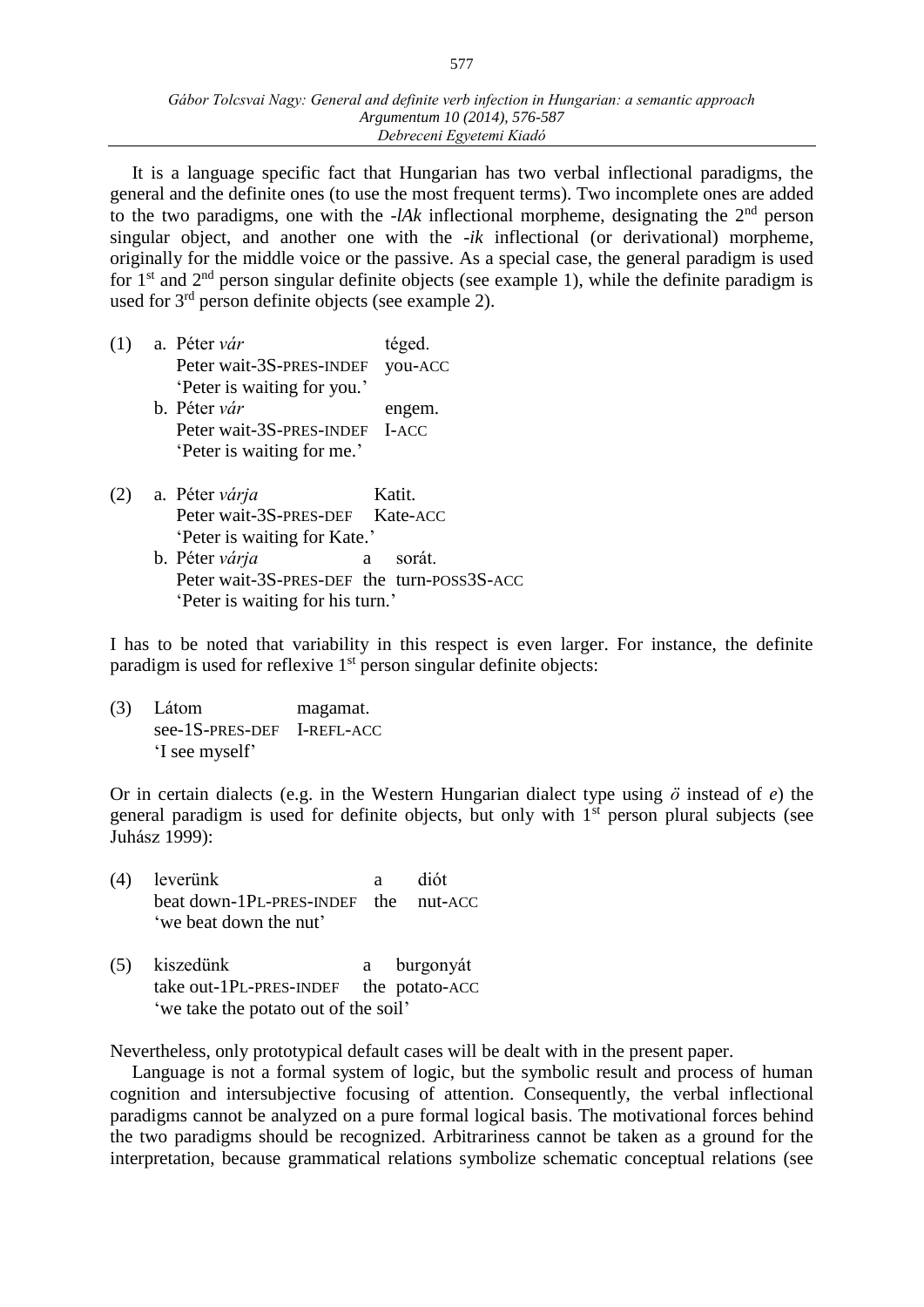It is a language specific fact that Hungarian has two verbal inflectional paradigms, the general and the definite ones (to use the most frequent terms). Two incomplete ones are added to the two paradigms, one with the *-lAk* inflectional morpheme, designating the 2nd person singular object, and another one with the *-ik* inflectional (or derivational) morpheme, originally for the middle voice or the passive. As a special case, the general paradigm is used for 1st and 2nd person singular definite objects (see example 1), while the definite paradigm is used for 3rd person definite objects (see example 2).

(1) a. Péter *vár* téged.
Peter wait-3S-PRES-INDEF you-ACC
'Peter is waiting for you.'
b. Péter *vár* engem.
Peter wait-3S-PRES-INDEF I-ACC
'Peter is waiting for me.'

(2) a. Péter *várja* Katit.
Peter wait-3S-PRES-DEF Kate-ACC
'Peter is waiting for Kate.'
b. Péter *várja* a sorát.
Peter wait-3S-PRES-DEF the turn-POSS3S-ACC
'Peter is waiting for his turn.'

I has to be noted that variability in this respect is even larger. For instance, the definite paradigm is used for reflexive 1st person singular definite objects:

(3) Látom magamat.
see-1S-PRES-DEF I-REFL-ACC
'I see myself'

Or in certain dialects (e.g. in the Western Hungarian dialect type using *ö* instead of *e*) the general paradigm is used for definite objects, but only with 1st person plural subjects (see Juhász 1999):

(4) leverünk a diót
beat down-1PL-PRES-INDEF the nut-ACC
'we beat down the nut'

(5) kiszedünk a burgonyát
take out-1PL-PRES-INDEF the potato-ACC
'we take the potato out of the soil'

Nevertheless, only prototypical default cases will be dealt with in the present paper.

Language is not a formal system of logic, but the symbolic result and process of human cognition and intersubjective focusing of attention. Consequently, the verbal inflectional paradigms cannot be analyzed on a pure formal logical basis. The motivational forces behind the two paradigms should be recognized. Arbitrariness cannot be taken as a ground for the interpretation, because grammatical relations symbolize schematic conceptual relations (see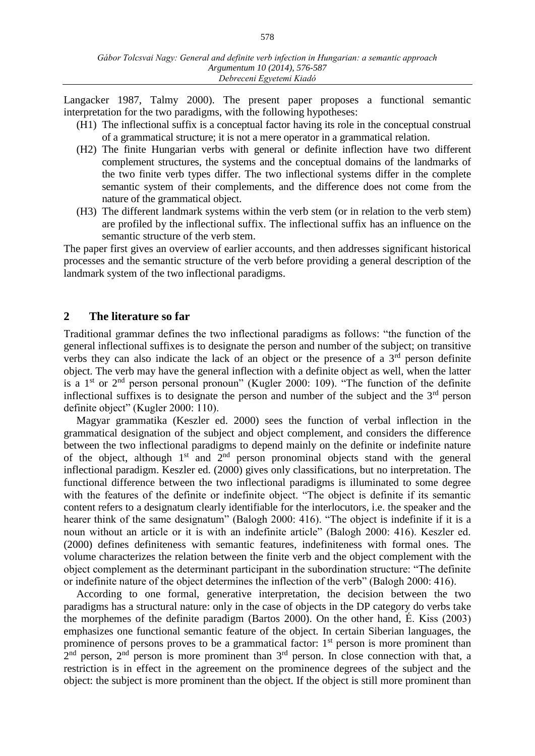Langacker 1987, Talmy 2000). The present paper proposes a functional semantic interpretation for the two paradigms, with the following hypotheses:

- (H1) The inflectional suffix is a conceptual factor having its role in the conceptual construal of a grammatical structure; it is not a mere operator in a grammatical relation.
- (H2) The finite Hungarian verbs with general or definite inflection have two different complement structures, the systems and the conceptual domains of the landmarks of the two finite verb types differ. The two inflectional systems differ in the complete semantic system of their complements, and the difference does not come from the nature of the grammatical object.
- (H3) The different landmark systems within the verb stem (or in relation to the verb stem) are profiled by the inflectional suffix. The inflectional suffix has an influence on the semantic structure of the verb stem.

The paper first gives an overview of earlier accounts, and then addresses significant historical processes and the semantic structure of the verb before providing a general description of the landmark system of the two inflectional paradigms.

## 2 The literature so far

Traditional grammar defines the two inflectional paradigms as follows: "the function of the general inflectional suffixes is to designate the person and number of the subject; on transitive verbs they can also indicate the lack of an object or the presence of a 3rd person definite object. The verb may have the general inflection with a definite object as well, when the latter is a 1st or 2nd person personal pronoun" (Kugler 2000: 109). "The function of the definite inflectional suffixes is to designate the person and number of the subject and the 3rd person definite object" (Kugler 2000: 110).

Magyar grammatika (Keszler ed. 2000) sees the function of verbal inflection in the grammatical designation of the subject and object complement, and considers the difference between the two inflectional paradigms to depend mainly on the definite or indefinite nature of the object, although 1st and 2nd person pronominal objects stand with the general inflectional paradigm. Keszler ed. (2000) gives only classifications, but no interpretation. The functional difference between the two inflectional paradigms is illuminated to some degree with the features of the definite or indefinite object. "The object is definite if its semantic content refers to a designatum clearly identifiable for the interlocutors, i.e. the speaker and the hearer think of the same designatum" (Balogh 2000: 416). "The object is indefinite if it is a noun without an article or it is with an indefinite article" (Balogh 2000: 416). Keszler ed. (2000) defines definiteness with semantic features, indefiniteness with formal ones. The volume characterizes the relation between the finite verb and the object complement with the object complement as the determinant participant in the subordination structure: "The definite or indefinite nature of the object determines the inflection of the verb" (Balogh 2000: 416).

According to one formal, generative interpretation, the decision between the two paradigms has a structural nature: only in the case of objects in the DP category do verbs take the morphemes of the definite paradigm (Bartos 2000). On the other hand, É. Kiss (2003) emphasizes one functional semantic feature of the object. In certain Siberian languages, the prominence of persons proves to be a grammatical factor: 1st person is more prominent than 2nd person, 2nd person is more prominent than 3rd person. In close connection with that, a restriction is in effect in the agreement on the prominence degrees of the subject and the object: the subject is more prominent than the object. If the object is still more prominent than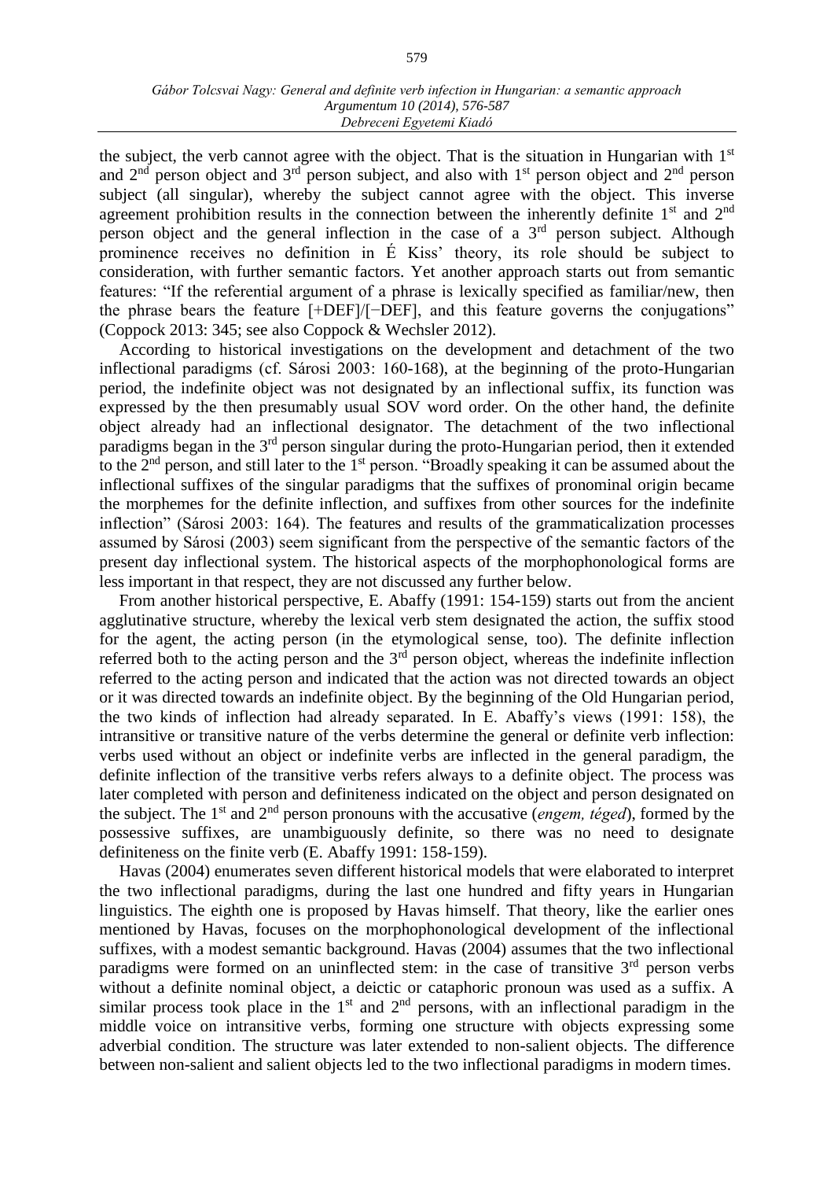the subject, the verb cannot agree with the object. That is the situation in Hungarian with 1st and 2nd person object and 3rd person subject, and also with 1st person object and 2nd person subject (all singular), whereby the subject cannot agree with the object. This inverse agreement prohibition results in the connection between the inherently definite 1st and 2nd person object and the general inflection in the case of a 3rd person subject. Although prominence receives no definition in É Kiss' theory, its role should be subject to consideration, with further semantic factors. Yet another approach starts out from semantic features: "If the referential argument of a phrase is lexically specified as familiar/new, then the phrase bears the feature [+DEF]/[−DEF], and this feature governs the conjugations" (Coppock 2013: 345; see also Coppock & Wechsler 2012).

According to historical investigations on the development and detachment of the two inflectional paradigms (cf. Sárosi 2003: 160-168), at the beginning of the proto-Hungarian period, the indefinite object was not designated by an inflectional suffix, its function was expressed by the then presumably usual SOV word order. On the other hand, the definite object already had an inflectional designator. The detachment of the two inflectional paradigms began in the 3rd person singular during the proto-Hungarian period, then it extended to the 2nd person, and still later to the 1st person. "Broadly speaking it can be assumed about the inflectional suffixes of the singular paradigms that the suffixes of pronominal origin became the morphemes for the definite inflection, and suffixes from other sources for the indefinite inflection" (Sárosi 2003: 164). The features and results of the grammaticalization processes assumed by Sárosi (2003) seem significant from the perspective of the semantic factors of the present day inflectional system. The historical aspects of the morphophonological forms are less important in that respect, they are not discussed any further below.

From another historical perspective, E. Abaffy (1991: 154-159) starts out from the ancient agglutinative structure, whereby the lexical verb stem designated the action, the suffix stood for the agent, the acting person (in the etymological sense, too). The definite inflection referred both to the acting person and the 3rd person object, whereas the indefinite inflection referred to the acting person and indicated that the action was not directed towards an object or it was directed towards an indefinite object. By the beginning of the Old Hungarian period, the two kinds of inflection had already separated. In E. Abaffy's views (1991: 158), the intransitive or transitive nature of the verbs determine the general or definite verb inflection: verbs used without an object or indefinite verbs are inflected in the general paradigm, the definite inflection of the transitive verbs refers always to a definite object. The process was later completed with person and definiteness indicated on the object and person designated on the subject. The 1st and 2nd person pronouns with the accusative (*engem, téged*), formed by the possessive suffixes, are unambiguously definite, so there was no need to designate definiteness on the finite verb (E. Abaffy 1991: 158-159).

Havas (2004) enumerates seven different historical models that were elaborated to interpret the two inflectional paradigms, during the last one hundred and fifty years in Hungarian linguistics. The eighth one is proposed by Havas himself. That theory, like the earlier ones mentioned by Havas, focuses on the morphophonological development of the inflectional suffixes, with a modest semantic background. Havas (2004) assumes that the two inflectional paradigms were formed on an uninflected stem: in the case of transitive 3rd person verbs without a definite nominal object, a deictic or cataphoric pronoun was used as a suffix. A similar process took place in the 1st and 2nd persons, with an inflectional paradigm in the middle voice on intransitive verbs, forming one structure with objects expressing some adverbial condition. The structure was later extended to non-salient objects. The difference between non-salient and salient objects led to the two inflectional paradigms in modern times.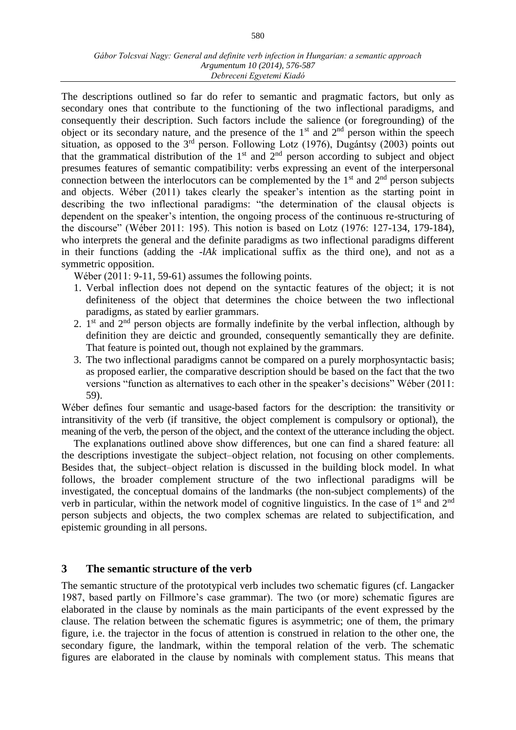The descriptions outlined so far do refer to semantic and pragmatic factors, but only as secondary ones that contribute to the functioning of the two inflectional paradigms, and consequently their description. Such factors include the salience (or foregrounding) of the object or its secondary nature, and the presence of the 1st and 2nd person within the speech situation, as opposed to the 3rd person. Following Lotz (1976), Dugántsy (2003) points out that the grammatical distribution of the 1st and 2nd person according to subject and object presumes features of semantic compatibility: verbs expressing an event of the interpersonal connection between the interlocutors can be complemented by the 1st and 2nd person subjects and objects. Wéber (2011) takes clearly the speaker's intention as the starting point in describing the two inflectional paradigms: "the determination of the clausal objects is dependent on the speaker's intention, the ongoing process of the continuous re-structuring of the discourse" (Wéber 2011: 195). This notion is based on Lotz (1976: 127-134, 179-184), who interprets the general and the definite paradigms as two inflectional paradigms different in their functions (adding the *-lAk* implicational suffix as the third one), and not as a symmetric opposition.

Wéber (2011: 9-11, 59-61) assumes the following points.

1. Verbal inflection does not depend on the syntactic features of the object; it is not definiteness of the object that determines the choice between the two inflectional paradigms, as stated by earlier grammars.
2. 1st and 2nd person objects are formally indefinite by the verbal inflection, although by definition they are deictic and grounded, consequently semantically they are definite. That feature is pointed out, though not explained by the grammars.
3. The two inflectional paradigms cannot be compared on a purely morphosyntactic basis; as proposed earlier, the comparative description should be based on the fact that the two versions "function as alternatives to each other in the speaker's decisions" Wéber (2011: 59).

Wéber defines four semantic and usage-based factors for the description: the transitivity or intransitivity of the verb (if transitive, the object complement is compulsory or optional), the meaning of the verb, the person of the object, and the context of the utterance including the object.

The explanations outlined above show differences, but one can find a shared feature: all the descriptions investigate the subject–object relation, not focusing on other complements. Besides that, the subject–object relation is discussed in the building block model. In what follows, the broader complement structure of the two inflectional paradigms will be investigated, the conceptual domains of the landmarks (the non-subject complements) of the verb in particular, within the network model of cognitive linguistics. In the case of 1st and 2nd person subjects and objects, the two complex schemas are related to subjectification, and epistemic grounding in all persons.

## 3 The semantic structure of the verb

The semantic structure of the prototypical verb includes two schematic figures (cf. Langacker 1987, based partly on Fillmore's case grammar). The two (or more) schematic figures are elaborated in the clause by nominals as the main participants of the event expressed by the clause. The relation between the schematic figures is asymmetric; one of them, the primary figure, i.e. the trajector in the focus of attention is construed in relation to the other one, the secondary figure, the landmark, within the temporal relation of the verb. The schematic figures are elaborated in the clause by nominals with complement status. This means that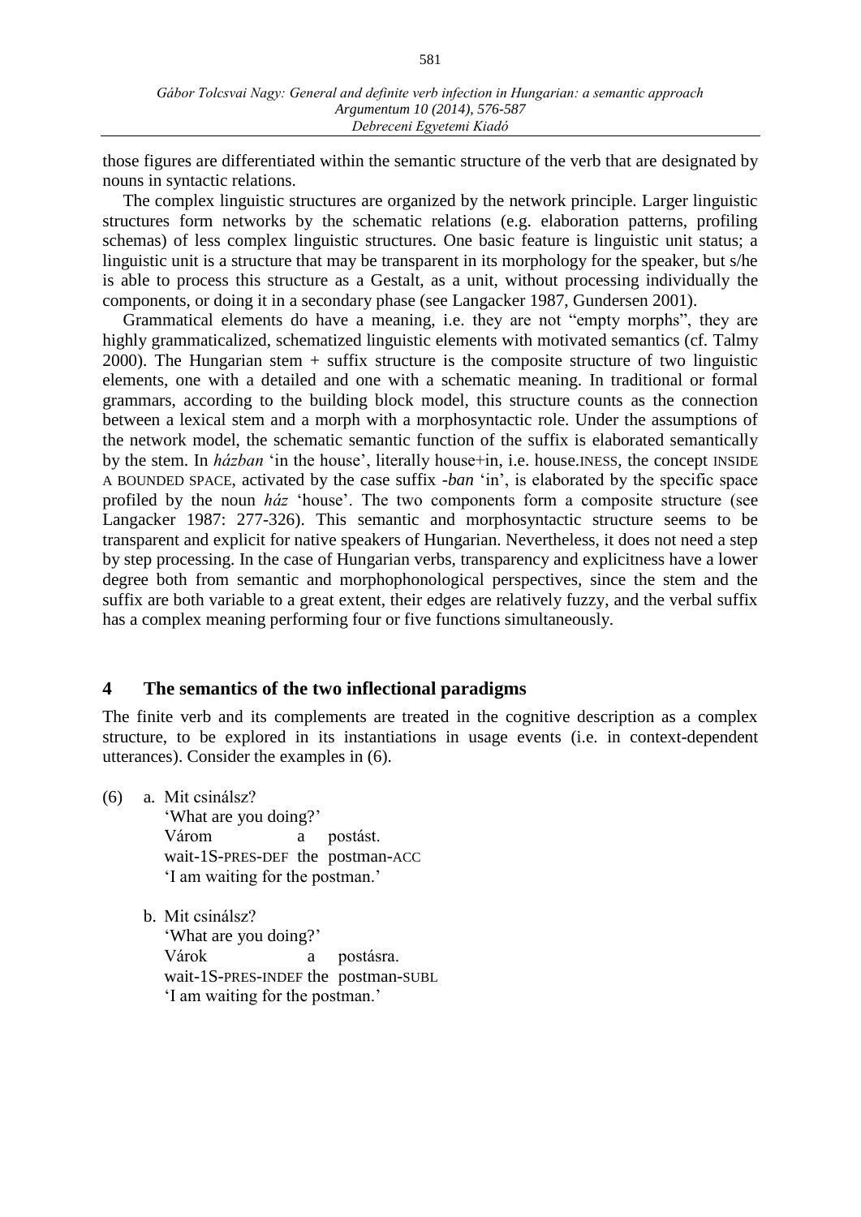those figures are differentiated within the semantic structure of the verb that are designated by nouns in syntactic relations.

The complex linguistic structures are organized by the network principle. Larger linguistic structures form networks by the schematic relations (e.g. elaboration patterns, profiling schemas) of less complex linguistic structures. One basic feature is linguistic unit status; a linguistic unit is a structure that may be transparent in its morphology for the speaker, but s/he is able to process this structure as a Gestalt, as a unit, without processing individually the components, or doing it in a secondary phase (see Langacker 1987, Gundersen 2001).

Grammatical elements do have a meaning, i.e. they are not "empty morphs", they are highly grammaticalized, schematized linguistic elements with motivated semantics (cf. Talmy 2000). The Hungarian stem + suffix structure is the composite structure of two linguistic elements, one with a detailed and one with a schematic meaning. In traditional or formal grammars, according to the building block model, this structure counts as the connection between a lexical stem and a morph with a morphosyntactic role. Under the assumptions of the network model, the schematic semantic function of the suffix is elaborated semantically by the stem. In *házban* 'in the house', literally house+in, i.e. house.INESS, the concept INSIDE A BOUNDED SPACE, activated by the case suffix *-ban* 'in', is elaborated by the specific space profiled by the noun *ház* 'house'. The two components form a composite structure (see Langacker 1987: 277-326). This semantic and morphosyntactic structure seems to be transparent and explicit for native speakers of Hungarian. Nevertheless, it does not need a step by step processing. In the case of Hungarian verbs, transparency and explicitness have a lower degree both from semantic and morphophonological perspectives, since the stem and the suffix are both variable to a great extent, their edges are relatively fuzzy, and the verbal suffix has a complex meaning performing four or five functions simultaneously.

## 4 The semantics of the two inflectional paradigms

The finite verb and its complements are treated in the cognitive description as a complex structure, to be explored in its instantiations in usage events (i.e. in context-dependent utterances). Consider the examples in (6).

(6) a. Mit csinálsz?
   'What are you doing?'
   Várom a postást.
   wait-1S-PRES-DEF the postman-ACC
   'I am waiting for the postman.'

   b. Mit csinálsz?
   'What are you doing?'
   Várok a postásra.
   wait-1S-PRES-INDEF the postman-SUBL
   'I am waiting for the postman.'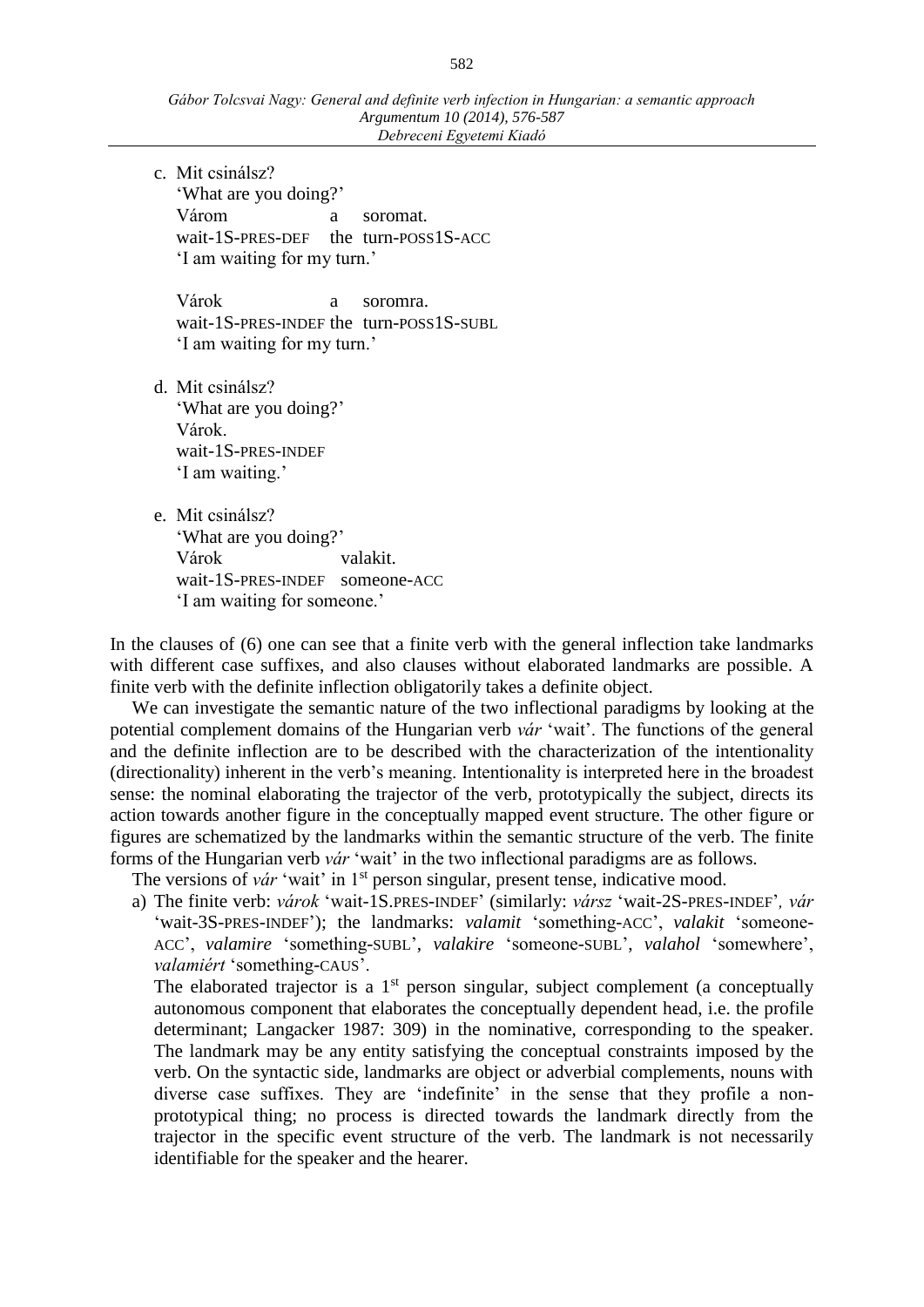c. Mit csinálsz?
   'What are you doing?'
   Várom a soromat.
   wait-1S-PRES-DEF the turn-POSS1S-ACC
   'I am waiting for my turn.'

   Várok a soromra.
   wait-1S-PRES-INDEF the turn-POSS1S-SUBL
   'I am waiting for my turn.'

d. Mit csinálsz?
   'What are you doing?'
   Várok.
   wait-1S-PRES-INDEF
   'I am waiting.'

e. Mit csinálsz?
   'What are you doing?'
   Várok valakit.
   wait-1S-PRES-INDEF someone-ACC
   'I am waiting for someone.'

In the clauses of (6) one can see that a finite verb with the general inflection take landmarks with different case suffixes, and also clauses without elaborated landmarks are possible. A finite verb with the definite inflection obligatorily takes a definite object.

We can investigate the semantic nature of the two inflectional paradigms by looking at the potential complement domains of the Hungarian verb *vár* 'wait'. The functions of the general and the definite inflection are to be described with the characterization of the intentionality (directionality) inherent in the verb's meaning. Intentionality is interpreted here in the broadest sense: the nominal elaborating the trajector of the verb, prototypically the subject, directs its action towards another figure in the conceptually mapped event structure. The other figure or figures are schematized by the landmarks within the semantic structure of the verb. The finite forms of the Hungarian verb *vár* 'wait' in the two inflectional paradigms are as follows.

The versions of *vár* 'wait' in 1st person singular, present tense, indicative mood.

a) The finite verb: *várok* 'wait-1S.PRES-INDEF' (similarly: *vársz* 'wait-2S-PRES-INDEF', *vár* 'wait-3S-PRES-INDEF'); the landmarks: *valamit* 'something-ACC', *valakit* 'someone-ACC', *valamire* 'something-SUBL', *valakire* 'someone-SUBL', *valahol* 'somewhere', *valamiért* 'something-CAUS'.

   The elaborated trajector is a 1st person singular, subject complement (a conceptually autonomous component that elaborates the conceptually dependent head, i.e. the profile determinant; Langacker 1987: 309) in the nominative, corresponding to the speaker. The landmark may be any entity satisfying the conceptual constraints imposed by the verb. On the syntactic side, landmarks are object or adverbial complements, nouns with diverse case suffixes. They are 'indefinite' in the sense that they profile a non-prototypical thing; no process is directed towards the landmark directly from the trajector in the specific event structure of the verb. The landmark is not necessarily identifiable for the speaker and the hearer.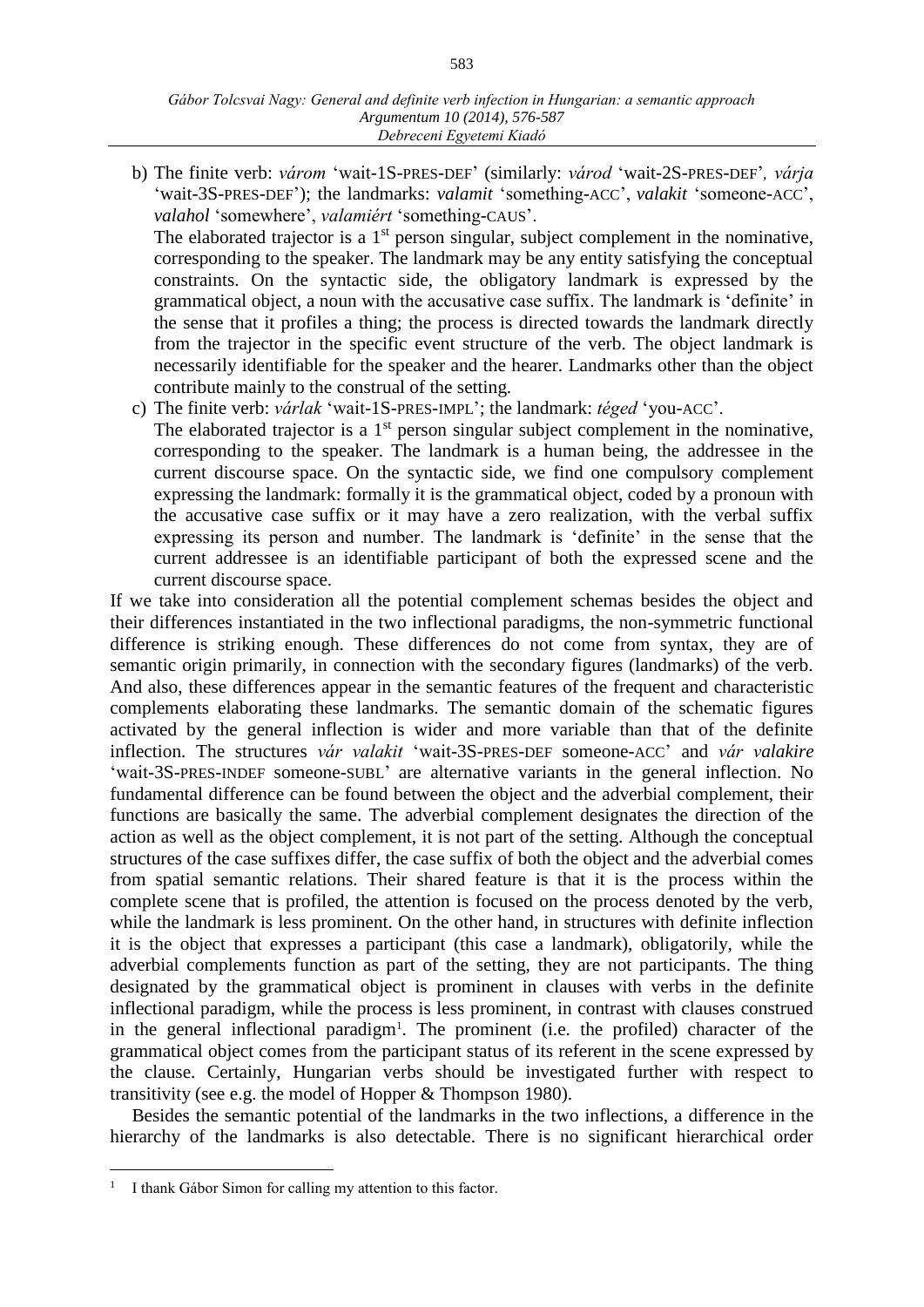b) The finite verb: *várom* 'wait-1S-PRES-DEF' (similarly: *várod* 'wait-2S-PRES-DEF', *várja* 'wait-3S-PRES-DEF'); the landmarks: *valamit* 'something-ACC', *valakit* 'someone-ACC', *valahol* 'somewhere', *valamiért* 'something-CAUS'.
   The elaborated trajector is a 1st person singular, subject complement in the nominative, corresponding to the speaker. The landmark may be any entity satisfying the conceptual constraints. On the syntactic side, the obligatory landmark is expressed by the grammatical object, a noun with the accusative case suffix. The landmark is 'definite' in the sense that it profiles a thing; the process is directed towards the landmark directly from the trajector in the specific event structure of the verb. The object landmark is necessarily identifiable for the speaker and the hearer. Landmarks other than the object contribute mainly to the construal of the setting.

c) The finite verb: *várlak* 'wait-1S-PRES-IMPL'; the landmark: *téged* 'you-ACC'.
   The elaborated trajector is a 1st person singular subject complement in the nominative, corresponding to the speaker. The landmark is a human being, the addressee in the current discourse space. On the syntactic side, we find one compulsory complement expressing the landmark: formally it is the grammatical object, coded by a pronoun with the accusative case suffix or it may have a zero realization, with the verbal suffix expressing its person and number. The landmark is 'definite' in the sense that the current addressee is an identifiable participant of both the expressed scene and the current discourse space.

If we take into consideration all the potential complement schemas besides the object and their differences instantiated in the two inflectional paradigms, the non-symmetric functional difference is striking enough. These differences do not come from syntax, they are of semantic origin primarily, in connection with the secondary figures (landmarks) of the verb. And also, these differences appear in the semantic features of the frequent and characteristic complements elaborating these landmarks. The semantic domain of the schematic figures activated by the general inflection is wider and more variable than that of the definite inflection. The structures *vár valakit* 'wait-3S-PRES-DEF someone-ACC' and *vár valakire* 'wait-3S-PRES-INDEF someone-SUBL' are alternative variants in the general inflection. No fundamental difference can be found between the object and the adverbial complement, their functions are basically the same. The adverbial complement designates the direction of the action as well as the object complement, it is not part of the setting. Although the conceptual structures of the case suffixes differ, the case suffix of both the object and the adverbial comes from spatial semantic relations. Their shared feature is that it is the process within the complete scene that is profiled, the attention is focused on the process denoted by the verb, while the landmark is less prominent. On the other hand, in structures with definite inflection it is the object that expresses a participant (this case a landmark), obligatorily, while the adverbial complements function as part of the setting, they are not participants. The thing designated by the grammatical object is prominent in clauses with verbs in the definite inflectional paradigm, while the process is less prominent, in contrast with clauses construed in the general inflectional paradigm[1]. The prominent (i.e. the profiled) character of the grammatical object comes from the participant status of its referent in the scene expressed by the clause. Certainly, Hungarian verbs should be investigated further with respect to transitivity (see e.g. the model of Hopper & Thompson 1980).

Besides the semantic potential of the landmarks in the two inflections, a difference in the hierarchy of the landmarks is also detectable. There is no significant hierarchical order

[1] I thank Gábor Simon for calling my attention to this factor.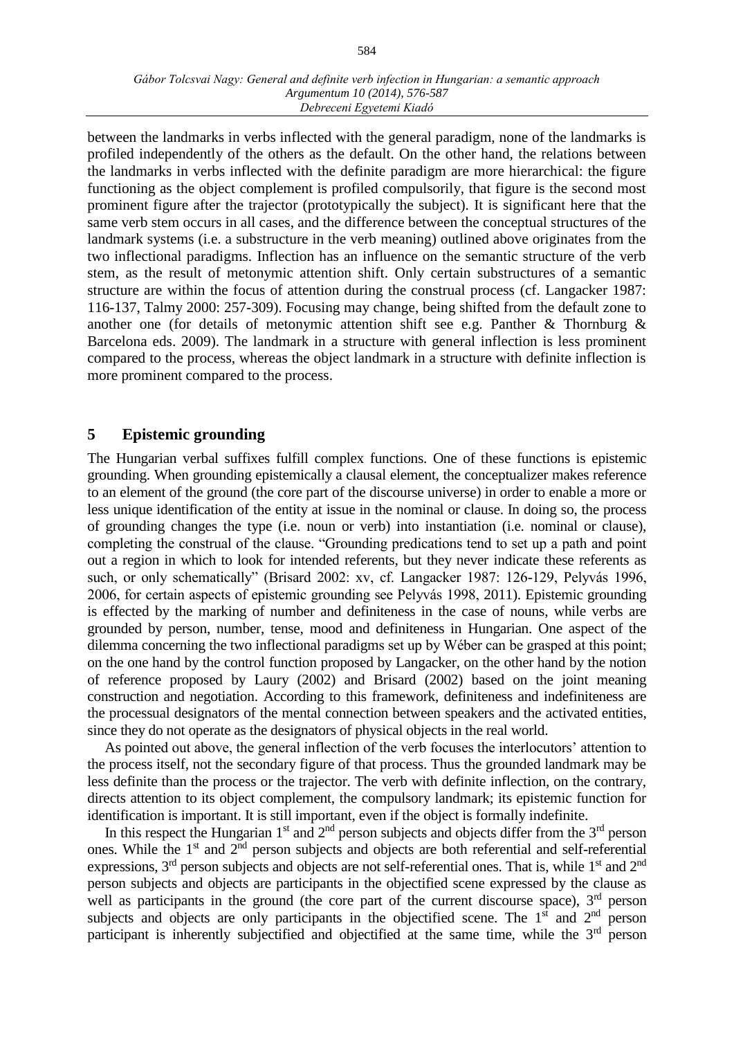between the landmarks in verbs inflected with the general paradigm, none of the landmarks is profiled independently of the others as the default. On the other hand, the relations between the landmarks in verbs inflected with the definite paradigm are more hierarchical: the figure functioning as the object complement is profiled compulsorily, that figure is the second most prominent figure after the trajector (prototypically the subject). It is significant here that the same verb stem occurs in all cases, and the difference between the conceptual structures of the landmark systems (i.e. a substructure in the verb meaning) outlined above originates from the two inflectional paradigms. Inflection has an influence on the semantic structure of the verb stem, as the result of metonymic attention shift. Only certain substructures of a semantic structure are within the focus of attention during the construal process (cf. Langacker 1987: 116-137, Talmy 2000: 257-309). Focusing may change, being shifted from the default zone to another one (for details of metonymic attention shift see e.g. Panther & Thornburg & Barcelona eds. 2009). The landmark in a structure with general inflection is less prominent compared to the process, whereas the object landmark in a structure with definite inflection is more prominent compared to the process.

## 5 Epistemic grounding

The Hungarian verbal suffixes fulfill complex functions. One of these functions is epistemic grounding. When grounding epistemically a clausal element, the conceptualizer makes reference to an element of the ground (the core part of the discourse universe) in order to enable a more or less unique identification of the entity at issue in the nominal or clause. In doing so, the process of grounding changes the type (i.e. noun or verb) into instantiation (i.e. nominal or clause), completing the construal of the clause. "Grounding predications tend to set up a path and point out a region in which to look for intended referents, but they never indicate these referents as such, or only schematically" (Brisard 2002: xv, cf. Langacker 1987: 126-129, Pelyvás 1996, 2006, for certain aspects of epistemic grounding see Pelyvás 1998, 2011). Epistemic grounding is effected by the marking of number and definiteness in the case of nouns, while verbs are grounded by person, number, tense, mood and definiteness in Hungarian. One aspect of the dilemma concerning the two inflectional paradigms set up by Wéber can be grasped at this point; on the one hand by the control function proposed by Langacker, on the other hand by the notion of reference proposed by Laury (2002) and Brisard (2002) based on the joint meaning construction and negotiation. According to this framework, definiteness and indefiniteness are the processual designators of the mental connection between speakers and the activated entities, since they do not operate as the designators of physical objects in the real world.

As pointed out above, the general inflection of the verb focuses the interlocutors' attention to the process itself, not the secondary figure of that process. Thus the grounded landmark may be less definite than the process or the trajector. The verb with definite inflection, on the contrary, directs attention to its object complement, the compulsory landmark; its epistemic function for identification is important. It is still important, even if the object is formally indefinite.

In this respect the Hungarian 1st and 2nd person subjects and objects differ from the 3rd person ones. While the 1st and 2nd person subjects and objects are both referential and self-referential expressions, 3rd person subjects and objects are not self-referential ones. That is, while 1st and 2nd person subjects and objects are participants in the objectified scene expressed by the clause as well as participants in the ground (the core part of the current discourse space), 3rd person subjects and objects are only participants in the objectified scene. The 1st and 2nd person participant is inherently subjectified and objectified at the same time, while the 3rd person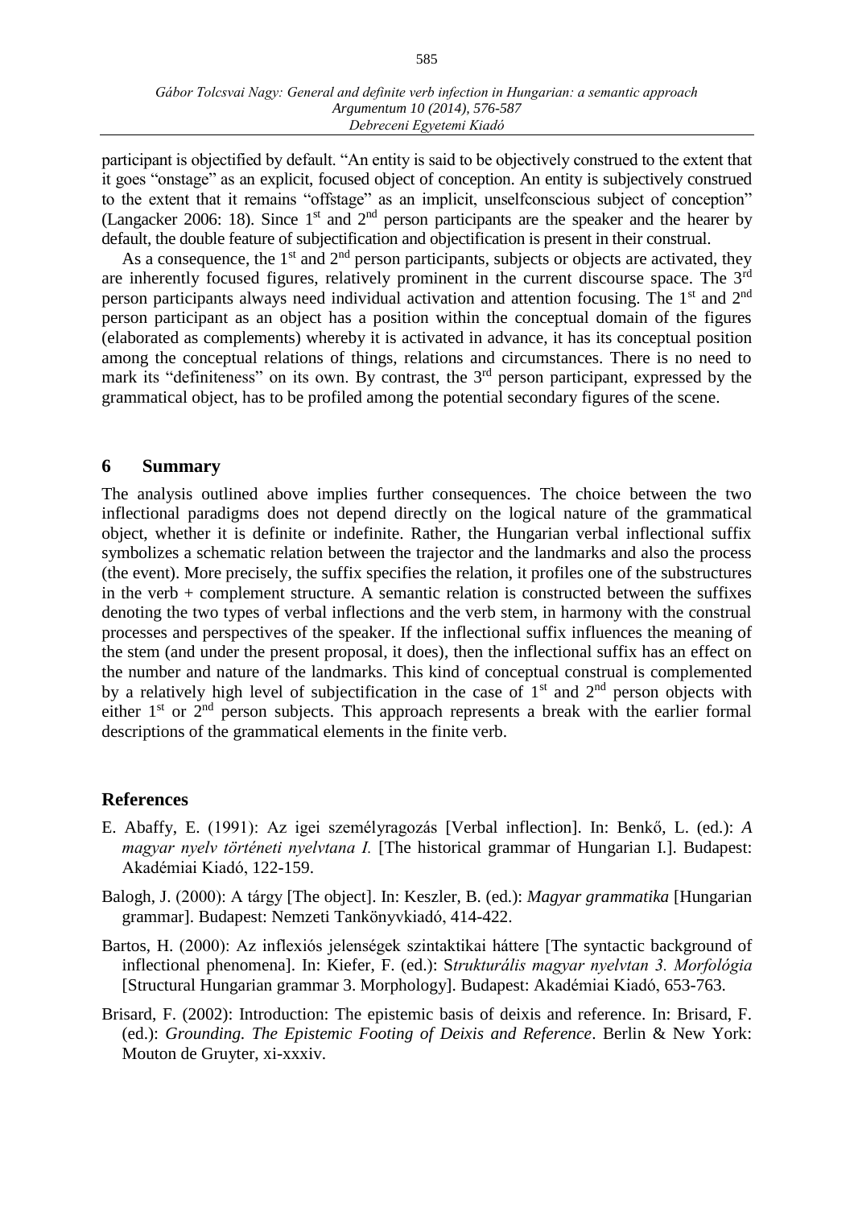participant is objectified by default. "An entity is said to be objectively construed to the extent that it goes "onstage" as an explicit, focused object of conception. An entity is subjectively construed to the extent that it remains "offstage" as an implicit, unselfconscious subject of conception" (Langacker 2006: 18). Since 1st and 2nd person participants are the speaker and the hearer by default, the double feature of subjectification and objectification is present in their construal.

As a consequence, the 1st and 2nd person participants, subjects or objects are activated, they are inherently focused figures, relatively prominent in the current discourse space. The 3rd person participants always need individual activation and attention focusing. The 1st and 2nd person participant as an object has a position within the conceptual domain of the figures (elaborated as complements) whereby it is activated in advance, it has its conceptual position among the conceptual relations of things, relations and circumstances. There is no need to mark its "definiteness" on its own. By contrast, the 3rd person participant, expressed by the grammatical object, has to be profiled among the potential secondary figures of the scene.

## 6 Summary

The analysis outlined above implies further consequences. The choice between the two inflectional paradigms does not depend directly on the logical nature of the grammatical object, whether it is definite or indefinite. Rather, the Hungarian verbal inflectional suffix symbolizes a schematic relation between the trajector and the landmarks and also the process (the event). More precisely, the suffix specifies the relation, it profiles one of the substructures in the verb + complement structure. A semantic relation is constructed between the suffixes denoting the two types of verbal inflections and the verb stem, in harmony with the construal processes and perspectives of the speaker. If the inflectional suffix influences the meaning of the stem (and under the present proposal, it does), then the inflectional suffix has an effect on the number and nature of the landmarks. This kind of conceptual construal is complemented by a relatively high level of subjectification in the case of 1st and 2nd person objects with either 1st or 2nd person subjects. This approach represents a break with the earlier formal descriptions of the grammatical elements in the finite verb.

## References

E. Abaffy, E. (1991): Az igei személyragozás [Verbal inflection]. In: Benkő, L. (ed.): *A magyar nyelv történeti nyelvtana I.* [The historical grammar of Hungarian I.]. Budapest: Akadémiai Kiadó, 122-159.

Balogh, J. (2000): A tárgy [The object]. In: Keszler, B. (ed.): *Magyar grammatika* [Hungarian grammar]. Budapest: Nemzeti Tankönyvkiadó, 414-422.

Bartos, H. (2000): Az inflexiós jelenségek szintaktikai háttere [The syntactic background of inflectional phenomena]. In: Kiefer, F. (ed.): S*trukturális magyar nyelvtan 3. Morfológia* [Structural Hungarian grammar 3. Morphology]. Budapest: Akadémiai Kiadó, 653-763.

Brisard, F. (2002): Introduction: The epistemic basis of deixis and reference. In: Brisard, F. (ed.): *Grounding. The Epistemic Footing of Deixis and Reference*. Berlin & New York: Mouton de Gruyter, xi-xxxiv.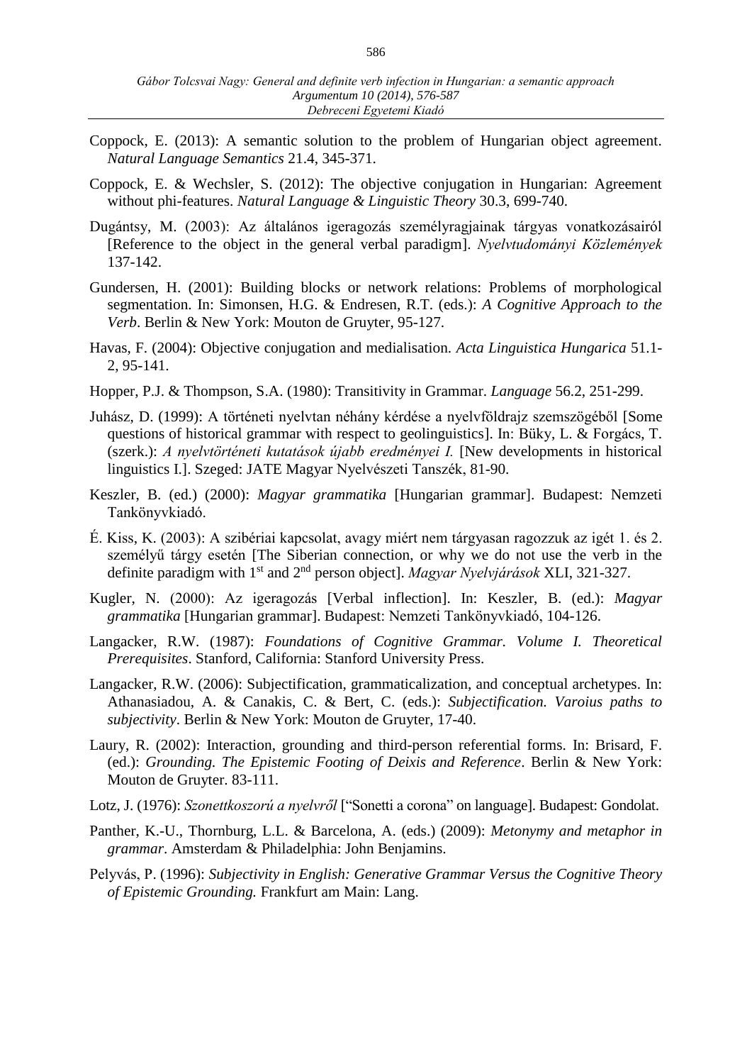Coppock, E. (2013): A semantic solution to the problem of Hungarian object agreement. *Natural Language Semantics* 21.4, 345-371.

Coppock, E. & Wechsler, S. (2012): The objective conjugation in Hungarian: Agreement without phi-features. *Natural Language & Linguistic Theory* 30.3, 699-740.

Dugántsy, M. (2003): Az általános igeragozás személyragjainak tárgyas vonatkozásairól [Reference to the object in the general verbal paradigm]. *Nyelvtudományi Közlemények* 137-142.

Gundersen, H. (2001): Building blocks or network relations: Problems of morphological segmentation. In: Simonsen, H.G. & Endresen, R.T. (eds.): *A Cognitive Approach to the Verb*. Berlin & New York: Mouton de Gruyter, 95-127.

Havas, F. (2004): Objective conjugation and medialisation. *Acta Linguistica Hungarica* 51.1-2, 95-141.

Hopper, P.J. & Thompson, S.A. (1980): Transitivity in Grammar. *Language* 56.2, 251-299.

Juhász, D. (1999): A történeti nyelvtan néhány kérdése a nyelvföldrajz szemszögéből [Some questions of historical grammar with respect to geolinguistics]. In: Büky, L. & Forgács, T. (szerk.): *A nyelvtörténeti kutatások újabb eredményei I.* [New developments in historical linguistics I.]. Szeged: JATE Magyar Nyelvészeti Tanszék, 81-90.

Keszler, B. (ed.) (2000): *Magyar grammatika* [Hungarian grammar]. Budapest: Nemzeti Tankönyvkiadó.

É. Kiss, K. (2003): A szibériai kapcsolat, avagy miért nem tárgyasan ragozzuk az igét 1. és 2. személyű tárgy esetén [The Siberian connection, or why we do not use the verb in the definite paradigm with 1st and 2nd person object]. *Magyar Nyelvjárások* XLI, 321-327.

Kugler, N. (2000): Az igeragozás [Verbal inflection]. In: Keszler, B. (ed.): *Magyar grammatika* [Hungarian grammar]. Budapest: Nemzeti Tankönyvkiadó, 104-126.

Langacker, R.W. (1987): *Foundations of Cognitive Grammar. Volume I. Theoretical Prerequisites*. Stanford, California: Stanford University Press.

Langacker, R.W. (2006): Subjectification, grammaticalization, and conceptual archetypes. In: Athanasiadou, A. & Canakis, C. & Bert, C. (eds.): *Subjectification. Varoius paths to subjectivity*. Berlin & New York: Mouton de Gruyter, 17-40.

Laury, R. (2002): Interaction, grounding and third-person referential forms. In: Brisard, F. (ed.): *Grounding. The Epistemic Footing of Deixis and Reference*. Berlin & New York: Mouton de Gruyter. 83-111.

Lotz, J. (1976): *Szonettkoszorú a nyelvről* ["Sonetti a corona" on language]. Budapest: Gondolat.

Panther, K.-U., Thornburg, L.L. & Barcelona, A. (eds.) (2009): *Metonymy and metaphor in grammar*. Amsterdam & Philadelphia: John Benjamins.

Pelyvás, P. (1996): *Subjectivity in English: Generative Grammar Versus the Cognitive Theory of Epistemic Grounding.* Frankfurt am Main: Lang.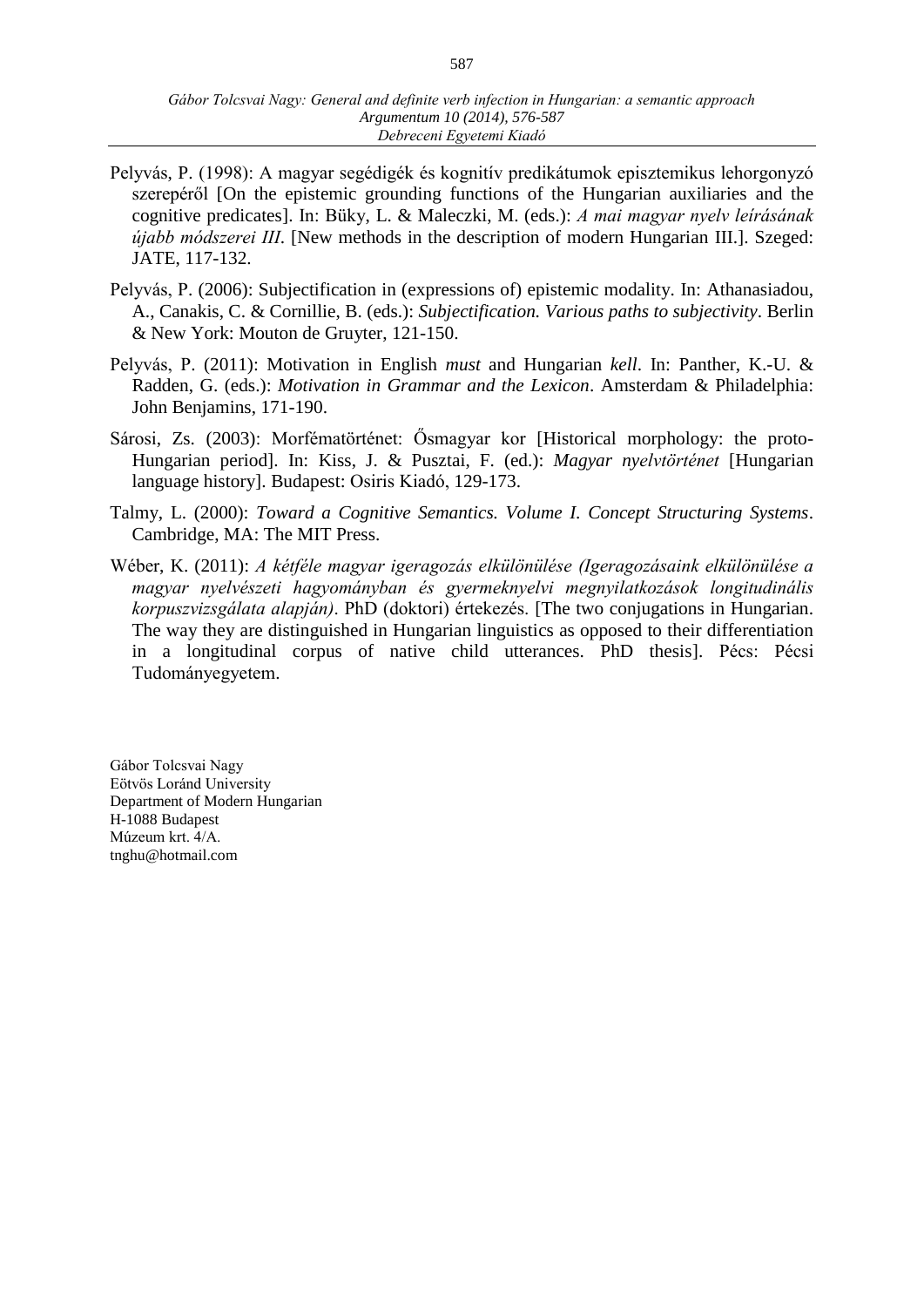Pelyvás, P. (1998): A magyar segédigék és kognitív predikátumok episztemikus lehorgonyzó szerepéről [On the epistemic grounding functions of the Hungarian auxiliaries and the cognitive predicates]. In: Büky, L. & Maleczki, M. (eds.): *A mai magyar nyelv leírásának újabb módszerei III*. [New methods in the description of modern Hungarian III.]. Szeged: JATE, 117-132.

Pelyvás, P. (2006): Subjectification in (expressions of) epistemic modality. In: Athanasiadou, A., Canakis, C. & Cornillie, B. (eds.): *Subjectification. Various paths to subjectivity*. Berlin & New York: Mouton de Gruyter, 121-150.

Pelyvás, P. (2011): Motivation in English *must* and Hungarian *kell*. In: Panther, K.-U. & Radden, G. (eds.): *Motivation in Grammar and the Lexicon*. Amsterdam & Philadelphia: John Benjamins, 171-190.

Sárosi, Zs. (2003): Morfématörténet: Ősmagyar kor [Historical morphology: the proto-Hungarian period]. In: Kiss, J. & Pusztai, F. (ed.): *Magyar nyelvtörténet* [Hungarian language history]. Budapest: Osiris Kiadó, 129-173.

Talmy, L. (2000): *Toward a Cognitive Semantics. Volume I. Concept Structuring Systems*. Cambridge, MA: The MIT Press.

Wéber, K. (2011): *A kétféle magyar igeragozás elkülönülése (Igeragozásaink elkülönülése a magyar nyelvészeti hagyományban és gyermeknyelvi megnyilatkozások longitudinális korpuszvizsgálata alapján)*. PhD (doktori) értekezés. [The two conjugations in Hungarian. The way they are distinguished in Hungarian linguistics as opposed to their differentiation in a longitudinal corpus of native child utterances. PhD thesis]. Pécs: Pécsi Tudományegyetem.

Gábor Tolcsvai Nagy
Eötvös Loránd University
Department of Modern Hungarian
H-1088 Budapest
Múzeum krt. 4/A.
tnghu@hotmail.com